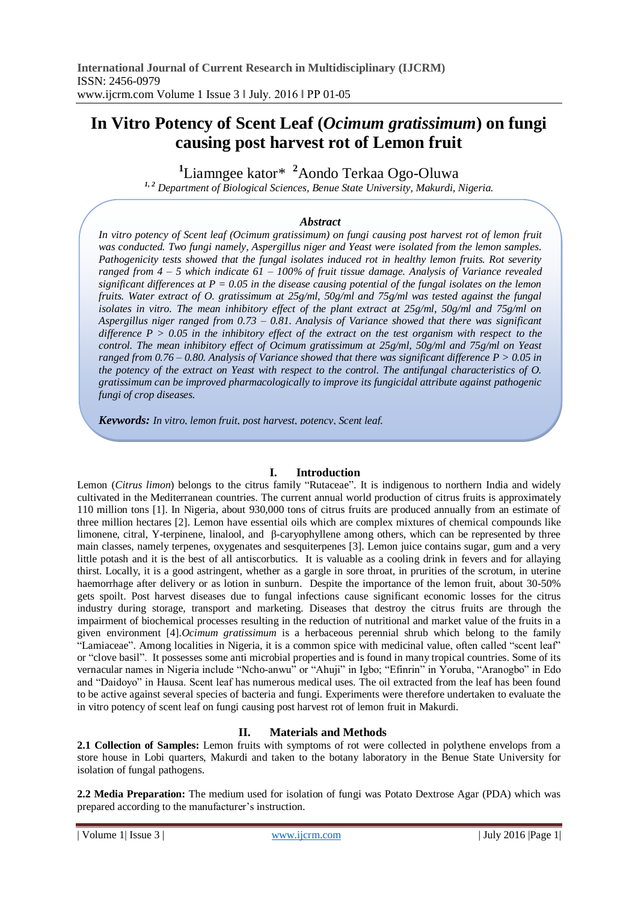# In Vitro Potency of Scent Leaf (*Ocimum gratissimum*) on fungi causing post harvest rot of Lemon fruit

[1]Liamngee kator* [2]Aondo Terkaa Ogo-Oluwa

[1, 2] *Department of Biological Sciences, Benue State University, Makurdi, Nigeria.*

### *Abstract*

*In vitro potency of Scent leaf (Ocimum gratissimum) on fungi causing post harvest rot of lemon fruit was conducted. Two fungi namely, Aspergillus niger and Yeast were isolated from the lemon samples. Pathogenicity tests showed that the fungal isolates induced rot in healthy lemon fruits. Rot severity ranged from 4 – 5 which indicate 61 – 100% of fruit tissue damage. Analysis of Variance revealed significant differences at P = 0.05 in the disease causing potential of the fungal isolates on the lemon fruits. Water extract of O. gratissimum at 25g/ml, 50g/ml and 75g/ml was tested against the fungal isolates in vitro. The mean inhibitory effect of the plant extract at 25g/ml, 50g/ml and 75g/ml on Aspergillus niger ranged from 0.73 – 0.81. Analysis of Variance showed that there was significant difference P > 0.05 in the inhibitory effect of the extract on the test organism with respect to the control. The mean inhibitory effect of Ocimum gratissimum at 25g/ml, 50g/ml and 75g/ml on Yeast ranged from 0.76 – 0.80. Analysis of Variance showed that there was significant difference P > 0.05 in the potency of the extract on Yeast with respect to the control. The antifungal characteristics of O. gratissimum can be improved pharmacologically to improve its fungicidal attribute against pathogenic fungi of crop diseases.*

***Keywords:*** *In vitro, lemon fruit, post harvest, potency, Scent leaf.*

## I. Introduction

Lemon (*Citrus limon*) belongs to the citrus family "Rutaceae". It is indigenous to northern India and widely cultivated in the Mediterranean countries. The current annual world production of citrus fruits is approximately 110 million tons [1]. In Nigeria, about 930,000 tons of citrus fruits are produced annually from an estimate of three million hectares [2]. Lemon have essential oils which are complex mixtures of chemical compounds like limonene, citral, Y-terpinene, linalool, and β-caryophyllene among others, which can be represented by three main classes, namely terpenes, oxygenates and sesquiterpenes [3]. Lemon juice contains sugar, gum and a very little potash and it is the best of all antiscorbutics. It is valuable as a cooling drink in fevers and for allaying thirst. Locally, it is a good astringent, whether as a gargle in sore throat, in prurities of the scrotum, in uterine haemorrhage after delivery or as lotion in sunburn. Despite the importance of the lemon fruit, about 30-50% gets spoilt. Post harvest diseases due to fungal infections cause significant economic losses for the citrus industry during storage, transport and marketing. Diseases that destroy the citrus fruits are through the impairment of biochemical processes resulting in the reduction of nutritional and market value of the fruits in a given environment [4].*Ocimum gratissimum* is a herbaceous perennial shrub which belong to the family "Lamiaceae". Among localities in Nigeria, it is a common spice with medicinal value, often called "scent leaf" or "clove basil". It possesses some anti microbial properties and is found in many tropical countries. Some of its vernacular names in Nigeria include "Ncho-anwu" or "Ahuji" in Igbo; "Efinrin" in Yoruba, "Aranogbo" in Edo and "Daidoyo" in Hausa. Scent leaf has numerous medical uses. The oil extracted from the leaf has been found to be active against several species of bacteria and fungi. Experiments were therefore undertaken to evaluate the in vitro potency of scent leaf on fungi causing post harvest rot of lemon fruit in Makurdi.

## II. Materials and Methods

**2.1 Collection of Samples:** Lemon fruits with symptoms of rot were collected in polythene envelops from a store house in Lobi quarters, Makurdi and taken to the botany laboratory in the Benue State University for isolation of fungal pathogens.

**2.2 Media Preparation:** The medium used for isolation of fungi was Potato Dextrose Agar (PDA) which was prepared according to the manufacturer's instruction.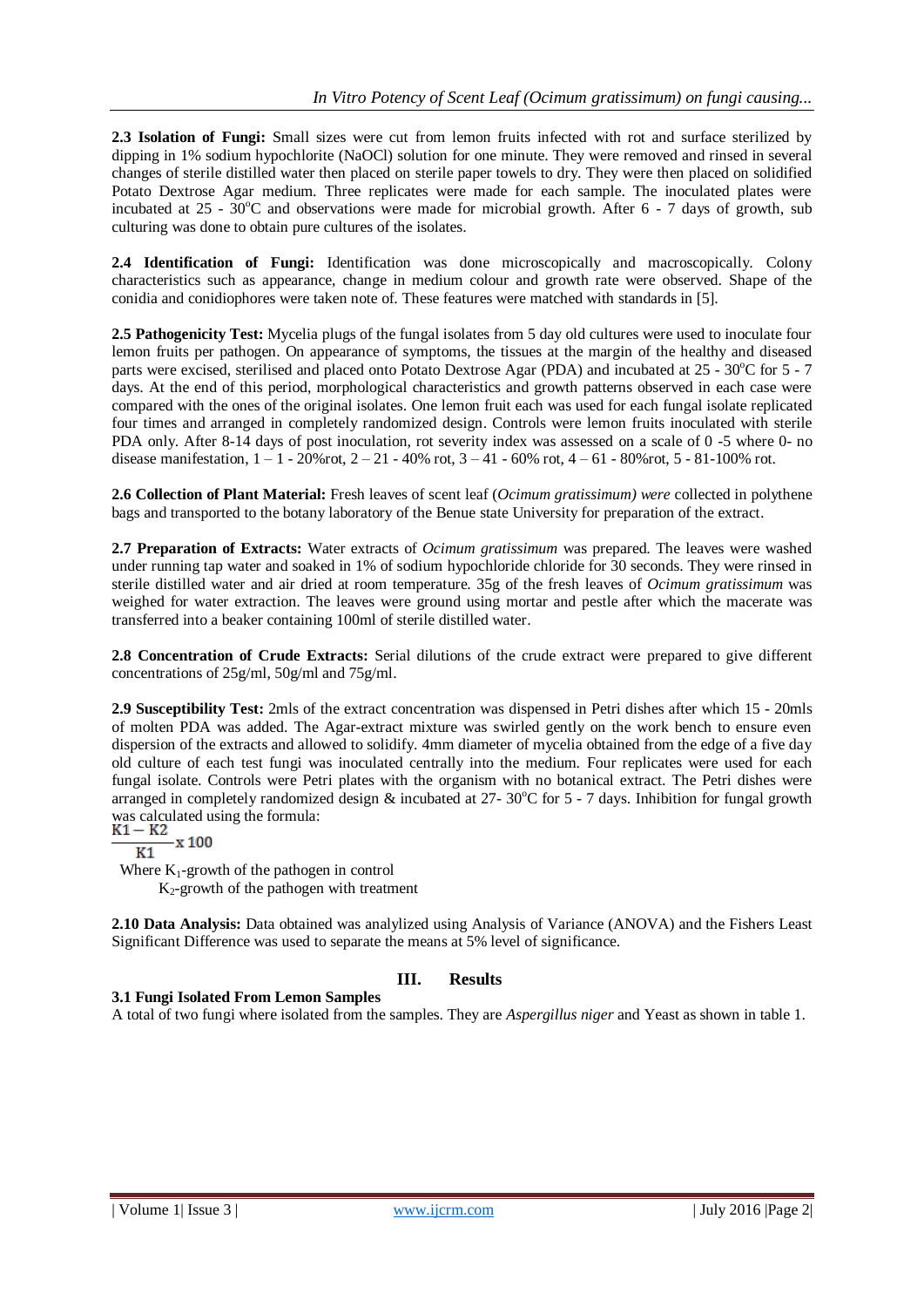**2.3 Isolation of Fungi:** Small sizes were cut from lemon fruits infected with rot and surface sterilized by dipping in 1% sodium hypochlorite (NaOCl) solution for one minute. They were removed and rinsed in several changes of sterile distilled water then placed on sterile paper towels to dry. They were then placed on solidified Potato Dextrose Agar medium. Three replicates were made for each sample. The inoculated plates were incubated at 25 - 30°C and observations were made for microbial growth. After 6 - 7 days of growth, sub culturing was done to obtain pure cultures of the isolates.

**2.4 Identification of Fungi:** Identification was done microscopically and macroscopically. Colony characteristics such as appearance, change in medium colour and growth rate were observed. Shape of the conidia and conidiophores were taken note of. These features were matched with standards in [5].

**2.5 Pathogenicity Test:** Mycelia plugs of the fungal isolates from 5 day old cultures were used to inoculate four lemon fruits per pathogen. On appearance of symptoms, the tissues at the margin of the healthy and diseased parts were excised, sterilised and placed onto Potato Dextrose Agar (PDA) and incubated at 25 - 30°C for 5 - 7 days. At the end of this period, morphological characteristics and growth patterns observed in each case were compared with the ones of the original isolates. One lemon fruit each was used for each fungal isolate replicated four times and arranged in completely randomized design. Controls were lemon fruits inoculated with sterile PDA only. After 8-14 days of post inoculation, rot severity index was assessed on a scale of 0 -5 where 0- no disease manifestation, 1 – 1 - 20%rot, 2 – 21 - 40% rot, 3 – 41 - 60% rot, 4 – 61 - 80%rot, 5 - 81-100% rot.

**2.6 Collection of Plant Material:** Fresh leaves of scent leaf (*Ocimum gratissimum) were* collected in polythene bags and transported to the botany laboratory of the Benue state University for preparation of the extract.

**2.7 Preparation of Extracts:** Water extracts of *Ocimum gratissimum* was prepared. The leaves were washed under running tap water and soaked in 1% of sodium hypochloride chloride for 30 seconds. They were rinsed in sterile distilled water and air dried at room temperature. 35g of the fresh leaves of *Ocimum gratissimum* was weighed for water extraction. The leaves were ground using mortar and pestle after which the macerate was transferred into a beaker containing 100ml of sterile distilled water.

**2.8 Concentration of Crude Extracts:** Serial dilutions of the crude extract were prepared to give different concentrations of 25g/ml, 50g/ml and 75g/ml.

**2.9 Susceptibility Test:** 2mls of the extract concentration was dispensed in Petri dishes after which 15 - 20mls of molten PDA was added. The Agar-extract mixture was swirled gently on the work bench to ensure even dispersion of the extracts and allowed to solidify. 4mm diameter of mycelia obtained from the edge of a five day old culture of each test fungi was inoculated centrally into the medium. Four replicates were used for each fungal isolate. Controls were Petri plates with the organism with no botanical extract. The Petri dishes were arranged in completely randomized design & incubated at 27- 30°C for 5 - 7 days. Inhibition for fungal growth was calculated using the formula:

$$\frac{K1 - K2}{K1} \times 100$$

Where $K_1$-growth of the pathogen in control

$K_2$-growth of the pathogen with treatment

**2.10 Data Analysis:** Data obtained was analylized using Analysis of Variance (ANOVA) and the Fishers Least Significant Difference was used to separate the means at 5% level of significance.

## III. Results

### 3.1 Fungi Isolated From Lemon Samples

A total of two fungi where isolated from the samples. They are *Aspergillus niger* and Yeast as shown in table 1.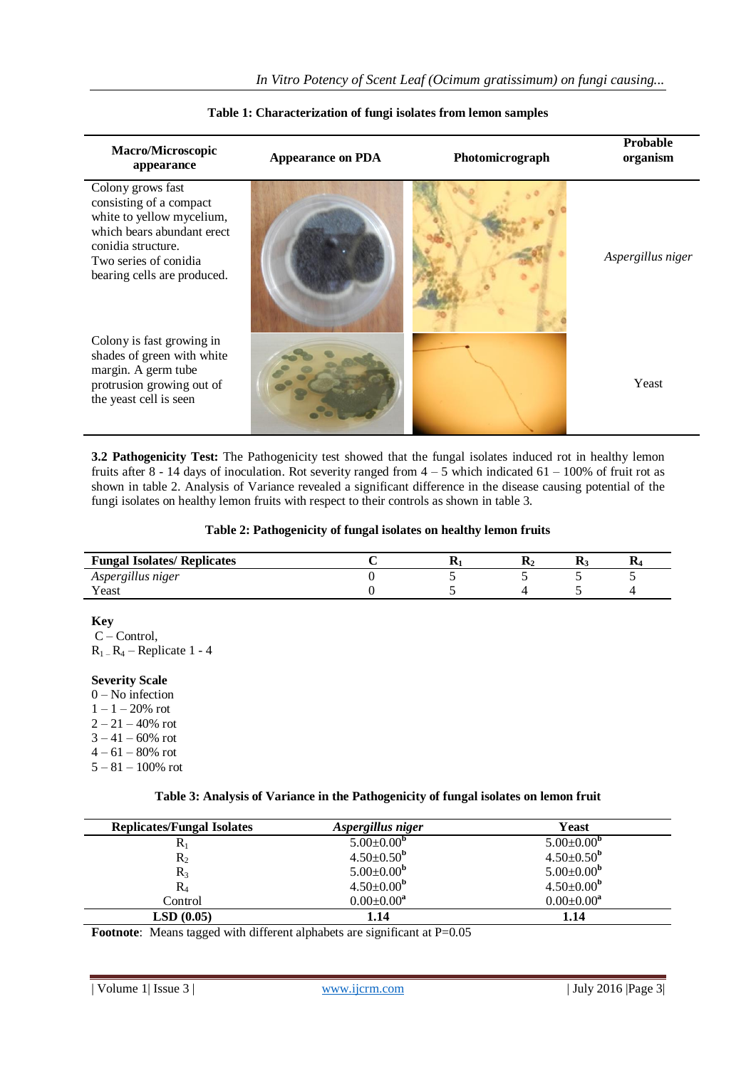**Table 1: Characterization of fungi isolates from lemon samples**

| Macro/Microscopic appearance | Appearance on PDA | Photomicrograph | Probable organism |
|---|---|---|---|
| Colony grows fast consisting of a compact white to yellow mycelium, which bears abundant erect conidia structure. Two series of conidia bearing cells are produced. | | | *Aspergillus niger* |
| Colony is fast growing in shades of green with white margin. A germ tube protrusion growing out of the yeast cell is seen | | | Yeast |

**3.2 Pathogenicity Test:** The Pathogenicity test showed that the fungal isolates induced rot in healthy lemon fruits after 8 - 14 days of inoculation. Rot severity ranged from 4 – 5 which indicated 61 – 100% of fruit rot as shown in table 2. Analysis of Variance revealed a significant difference in the disease causing potential of the fungi isolates on healthy lemon fruits with respect to their controls as shown in table 3.

**Table 2: Pathogenicity of fungal isolates on healthy lemon fruits**

| Fungal Isolates/ Replicates | C | $R_1$ | $R_2$ | $R_3$ | $R_4$ |
|---|---|---|---|---|---|
| *Aspergillus niger* | 0 | 5 | 5 | 5 | 5 |
| Yeast | 0 | 5 | 4 | 5 | 4 |

**Key**
C – Control,
$R_1$ – $R_4$ – Replicate 1 - 4

**Severity Scale**
0 – No infection
1 – 1 – 20% rot
2 – 21 – 40% rot
3 – 41 – 60% rot
4 – 61 – 80% rot
5 – 81 – 100% rot

**Table 3: Analysis of Variance in the Pathogenicity of fungal isolates on lemon fruit**

| Replicates/Fungal Isolates | *Aspergillus niger* | Yeast |
|---|---|---|
| $R_1$ | $5.00{\pm}0.00^b$ | $5.00{\pm}0.00^b$ |
| $R_2$ | $4.50{\pm}0.50^b$ | $4.50{\pm}0.50^b$ |
| $R_3$ | $5.00{\pm}0.00^b$ | $5.00{\pm}0.00^b$ |
| $R_4$ | $4.50{\pm}0.00^b$ | $4.50{\pm}0.00^b$ |
| Control | $0.00{\pm}0.00^a$ | $0.00{\pm}0.00^a$ |
| **LSD (0.05)** | **1.14** | **1.14** |

**Footnote**: Means tagged with different alphabets are significant at P=0.05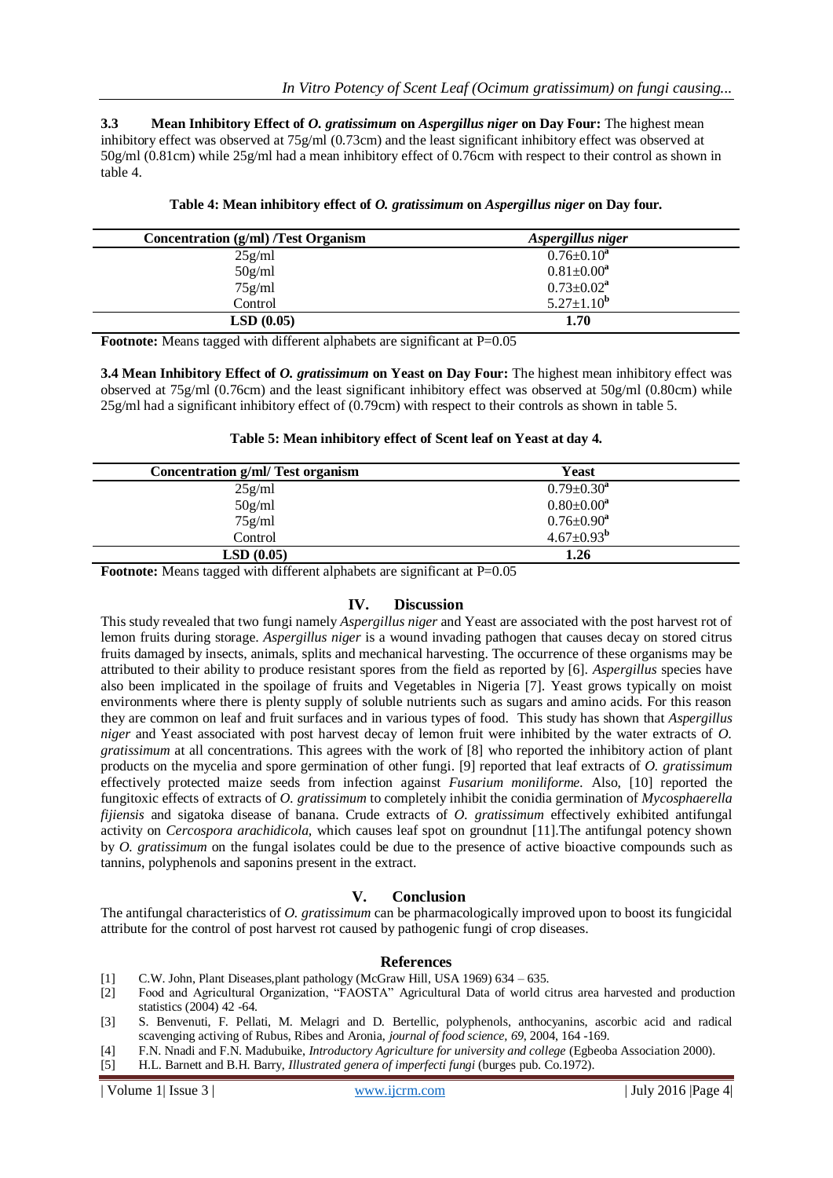**3.3 Mean Inhibitory Effect of *O. gratissimum* on *Aspergillus niger* on Day Four:** The highest mean inhibitory effect was observed at 75g/ml (0.73cm) and the least significant inhibitory effect was observed at 50g/ml (0.81cm) while 25g/ml had a mean inhibitory effect of 0.76cm with respect to their control as shown in table 4.

**Table 4: Mean inhibitory effect of *O. gratissimum* on *Aspergillus niger* on Day four.**

| Concentration (g/ml) /Test Organism | *Aspergillus niger* |
|---|---|
| 25g/ml | $0.76{\pm}0.10^{a}$ |
| 50g/ml | $0.81{\pm}0.00^{a}$ |
| 75g/ml | $0.73{\pm}0.02^{a}$ |
| Control | $5.27{\pm}1.10^{b}$ |
| **LSD (0.05)** | **1.70** |

**Footnote:** Means tagged with different alphabets are significant at P=0.05

**3.4 Mean Inhibitory Effect of *O. gratissimum* on Yeast on Day Four:** The highest mean inhibitory effect was observed at 75g/ml (0.76cm) and the least significant inhibitory effect was observed at 50g/ml (0.80cm) while 25g/ml had a significant inhibitory effect of (0.79cm) with respect to their controls as shown in table 5.

**Table 5: Mean inhibitory effect of Scent leaf on Yeast at day 4.**

| Concentration g/ml/ Test organism | Yeast |
|---|---|
| 25g/ml | $0.79{\pm}0.30^{a}$ |
| 50g/ml | $0.80{\pm}0.00^{a}$ |
| 75g/ml | $0.76{\pm}0.90^{a}$ |
| Control | $4.67{\pm}0.93^{b}$ |
| **LSD (0.05)** | **1.26** |

**Footnote:** Means tagged with different alphabets are significant at P=0.05

## IV. Discussion

This study revealed that two fungi namely *Aspergillus niger* and Yeast are associated with the post harvest rot of lemon fruits during storage. *Aspergillus niger* is a wound invading pathogen that causes decay on stored citrus fruits damaged by insects, animals, splits and mechanical harvesting. The occurrence of these organisms may be attributed to their ability to produce resistant spores from the field as reported by [6]. *Aspergillus* species have also been implicated in the spoilage of fruits and Vegetables in Nigeria [7]. Yeast grows typically on moist environments where there is plenty supply of soluble nutrients such as sugars and amino acids. For this reason they are common on leaf and fruit surfaces and in various types of food. This study has shown that *Aspergillus niger* and Yeast associated with post harvest decay of lemon fruit were inhibited by the water extracts of *O. gratissimum* at all concentrations. This agrees with the work of [8] who reported the inhibitory action of plant products on the mycelia and spore germination of other fungi. [9] reported that leaf extracts of *O. gratissimum* effectively protected maize seeds from infection against *Fusarium moniliforme*. Also, [10] reported the fungitoxic effects of extracts of *O. gratissimum* to completely inhibit the conidia germination of *Mycosphaerella fijiensis* and sigatoka disease of banana. Crude extracts of *O. gratissimum* effectively exhibited antifungal activity on *Cercospora arachidicola*, which causes leaf spot on groundnut [11].The antifungal potency shown by *O. gratissimum* on the fungal isolates could be due to the presence of active bioactive compounds such as tannins, polyphenols and saponins present in the extract.

## V. Conclusion

The antifungal characteristics of *O. gratissimum* can be pharmacologically improved upon to boost its fungicidal attribute for the control of post harvest rot caused by pathogenic fungi of crop diseases.

## References

[1] C.W. John, Plant Diseases,plant pathology (McGraw Hill, USA 1969) 634 – 635.

[2] Food and Agricultural Organization, "FAOSTA" Agricultural Data of world citrus area harvested and production statistics (2004) 42 -64.

[3] S. Benvenuti, F. Pellati, M. Melagri and D. Bertellic, polyphenols, anthocyanins, ascorbic acid and radical scavenging activing of Rubus, Ribes and Aronia, *journal of food science, 69*, 2004, 164 -169.

[4] F.N. Nnadi and F.N. Madubuike, *Introductory Agriculture for university and college* (Egbeoba Association 2000).

[5] H.L. Barnett and B.H. Barry, *Illustrated genera of imperfecti fungi* (burges pub. Co.1972).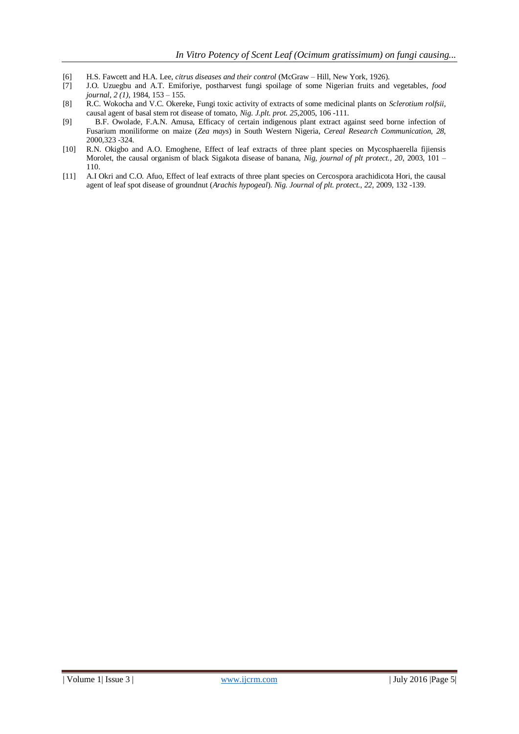[6] H.S. Fawcett and H.A. Lee, *citrus diseases and their control* (McGraw – Hill, New York, 1926).

[7] J.O. Uzuegbu and A.T. Emiforiye, postharvest fungi spoilage of some Nigerian fruits and vegetables, *food journal, 2 (1)*, 1984, 153 – 155.

[8] R.C. Wokocha and V.C. Okereke, Fungi toxic activity of extracts of some medicinal plants on *Sclerotium rolfsii,* causal agent of basal stem rot disease of tomato, *Nig. J.plt. prot. 25*,2005, 106 -111.

[9] B.F. Owolade, F.A.N. Amusa, Efficacy of certain indigenous plant extract against seed borne infection of Fusarium moniliforme on maize (*Zea mays*) in South Western Nigeria, *Cereal Research Communication, 28,* 2000,323 -324.

[10] R.N. Okigbo and A.O. Emoghene, Effect of leaf extracts of three plant species on Mycosphaerella fijiensis Morolet, the causal organism of black Sigakota disease of banana, *Nig, journal of plt protect., 20*, 2003, 101 – 110.

[11] A.I Okri and C.O. Afuo, Effect of leaf extracts of three plant species on Cercospora arachidicota Hori, the causal agent of leaf spot disease of groundnut (*Arachis hypogeal*). *Nig. Journal of plt. protect., 22,* 2009, 132 -139.